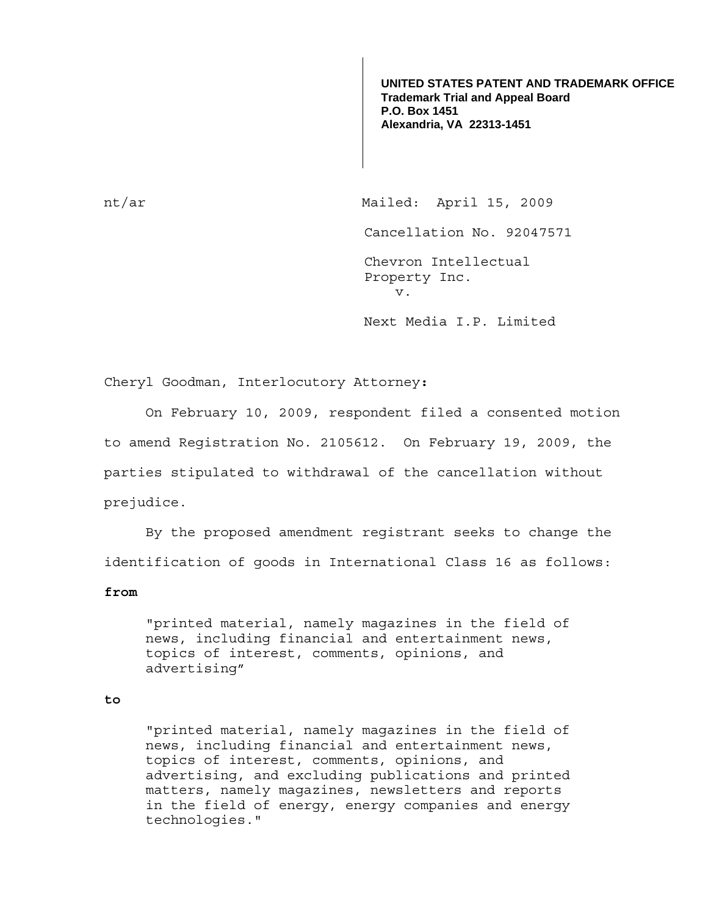**UNITED STATES PATENT AND TRADEMARK OFFICE**
**Trademark Trial and Appeal Board**
**P.O. Box 1451**
**Alexandria, VA 22313-1451**

nt/ar

Mailed: April 15, 2009

Cancellation No. 92047571

Chevron Intellectual Property Inc.
v.
Next Media I.P. Limited

Cheryl Goodman, Interlocutory Attorney:

On February 10, 2009, respondent filed a consented motion to amend Registration No. 2105612. On February 19, 2009, the parties stipulated to withdrawal of the cancellation without prejudice.

By the proposed amendment registrant seeks to change the identification of goods in International Class 16 as follows:

**from**

> "printed material, namely magazines in the field of news, including financial and entertainment news, topics of interest, comments, opinions, and advertising"

**to**

> "printed material, namely magazines in the field of news, including financial and entertainment news, topics of interest, comments, opinions, and advertising, and excluding publications and printed matters, namely magazines, newsletters and reports in the field of energy, energy companies and energy technologies."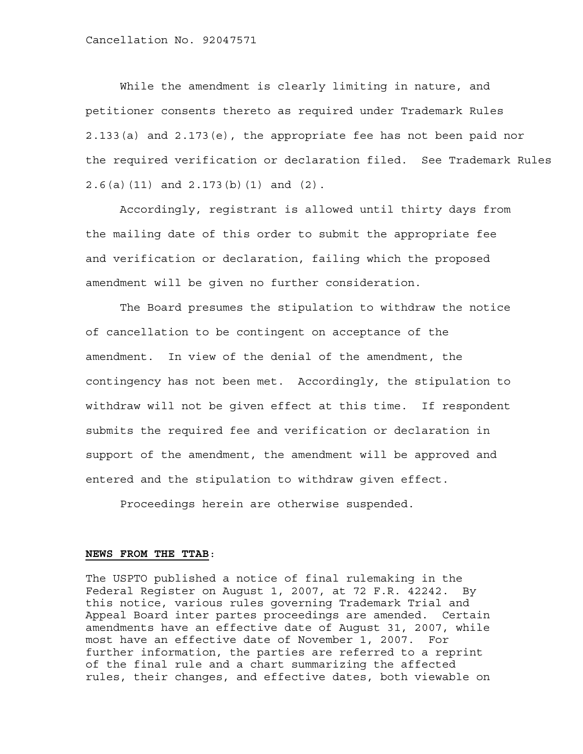While the amendment is clearly limiting in nature, and petitioner consents thereto as required under Trademark Rules 2.133(a) and 2.173(e), the appropriate fee has not been paid nor the required verification or declaration filed. See Trademark Rules 2.6(a)(11) and 2.173(b)(1) and (2).

Accordingly, registrant is allowed until thirty days from the mailing date of this order to submit the appropriate fee and verification or declaration, failing which the proposed amendment will be given no further consideration.

The Board presumes the stipulation to withdraw the notice of cancellation to be contingent on acceptance of the amendment. In view of the denial of the amendment, the contingency has not been met. Accordingly, the stipulation to withdraw will not be given effect at this time. If respondent submits the required fee and verification or declaration in support of the amendment, the amendment will be approved and entered and the stipulation to withdraw given effect.

Proceedings herein are otherwise suspended.

**NEWS FROM THE TTAB**:

The USPTO published a notice of final rulemaking in the Federal Register on August 1, 2007, at 72 F.R. 42242. By this notice, various rules governing Trademark Trial and Appeal Board inter partes proceedings are amended. Certain amendments have an effective date of August 31, 2007, while most have an effective date of November 1, 2007. For further information, the parties are referred to a reprint of the final rule and a chart summarizing the affected rules, their changes, and effective dates, both viewable on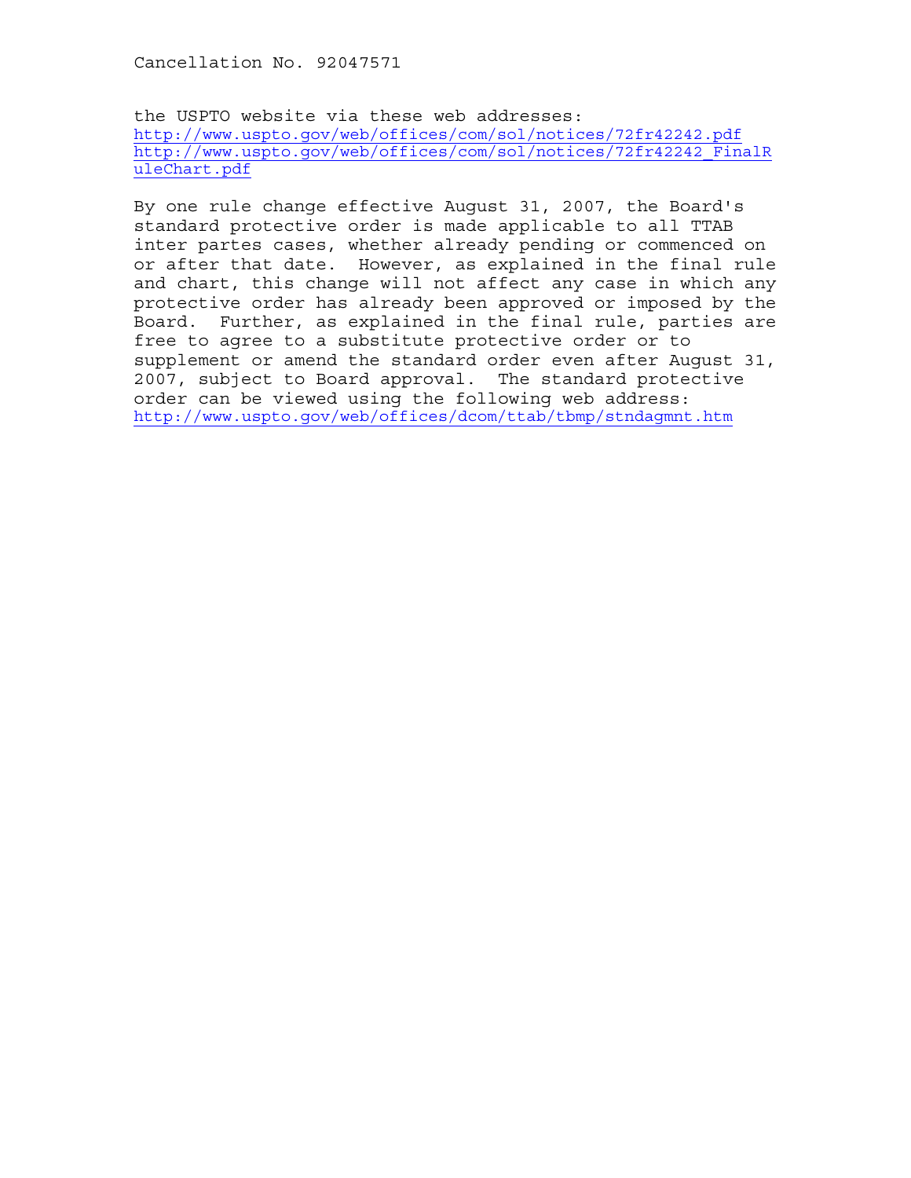the USPTO website via these web addresses:
http://www.uspto.gov/web/offices/com/sol/notices/72fr42242.pdf
http://www.uspto.gov/web/offices/com/sol/notices/72fr42242_FinalRuleChart.pdf

By one rule change effective August 31, 2007, the Board's standard protective order is made applicable to all TTAB inter partes cases, whether already pending or commenced on or after that date. However, as explained in the final rule and chart, this change will not affect any case in which any protective order has already been approved or imposed by the Board. Further, as explained in the final rule, parties are free to agree to a substitute protective order or to supplement or amend the standard order even after August 31, 2007, subject to Board approval. The standard protective order can be viewed using the following web address:
http://www.uspto.gov/web/offices/dcom/ttab/tbmp/stndagmnt.htm